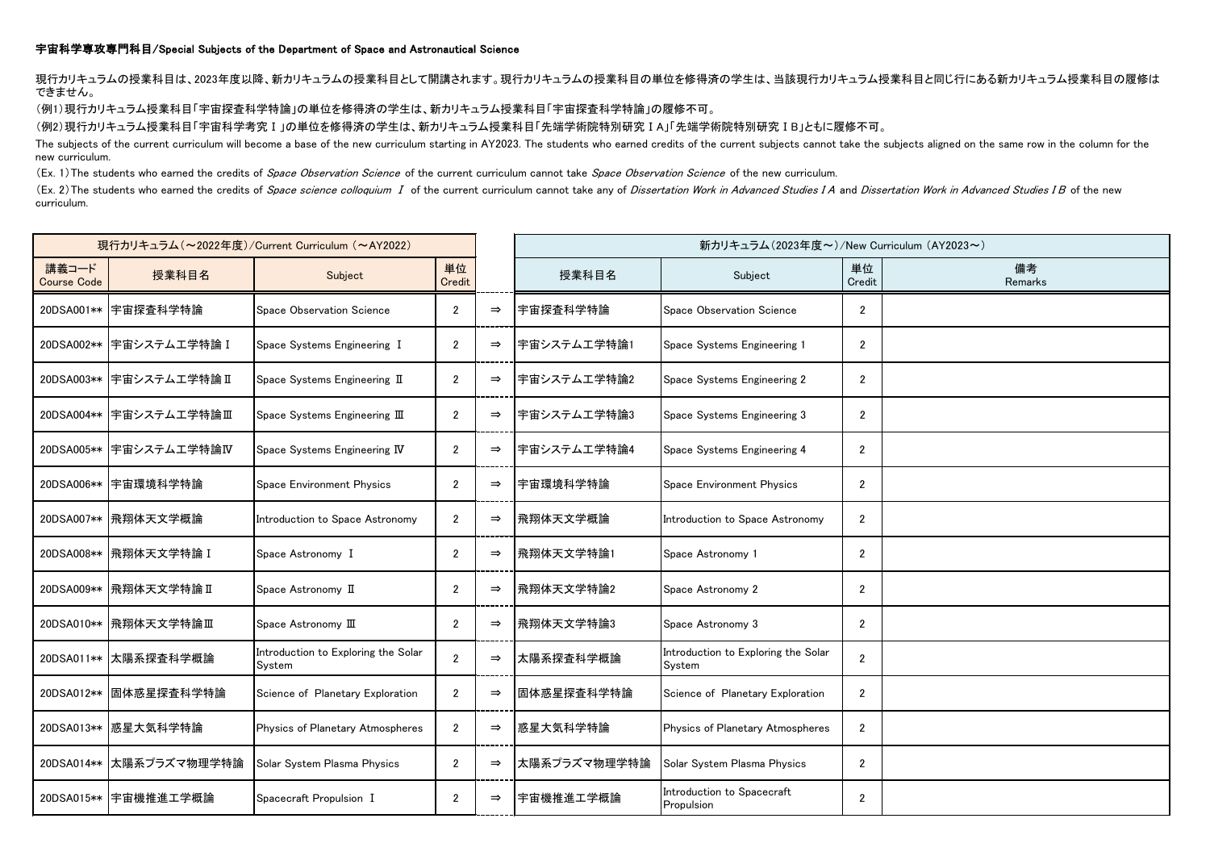## 宇宙科学専攻専門科目/Special Subjects of the Department of Space and Astronautical Science

現行カリキュラムの授業科目は、2023年度以降、新カリキュラムの授業科目として開講されます。現行カリキュラムの授業科目の単位を修得済の学生は、当該現行カリキュラム授業科目と同じ行にある新カリキュラム授業科目の履修はできません。

（例1）現行カリキュラム授業科目「宇宙探査科学特論」の単位を修得済の学生は、新カリキュラム授業科目「宇宙探査科学特論」の履修不可。

（例2）現行カリキュラム授業科目「宇宙科学考究Ⅰ」の単位を修得済の学生は、新カリキュラム授業科目「先端学術院特別研究ⅠA」「先端学術院特別研究ⅠB」ともに履修不可。

The subjects of the current curriculum will become a base of the new curriculum starting in AY2023. The students who earned credits of the current subjects cannot take the subjects aligned on the same row in the column for the new curriculum.

(Ex. 1) The students who earned the credits of *Space Observation Science* of the current curriculum cannot take *Space Observation Science* of the new curriculum.

(Ex. 2) The students who earned the credits of *Space science colloquium Ⅰ* of the current curriculum cannot take any of *Dissertation Work in Advanced Studies I A* and *Dissertation Work in Advanced Studies I B* of the new curriculum.

| 現行カリキュラム（～2022年度）/Current Curriculum (～AY2022) | | | | | 新カリキュラム（2023年度～）/New Curriculum (AY2023～) | | | |
|---|---|---|---|---|---|---|---|---|
| 講義コード Course Code | 授業科目名 | Subject | 単位 Credit | | 授業科目名 | Subject | 単位 Credit | 備考 Remarks |
| 20DSA001** | 宇宙探査科学特論 | Space Observation Science | 2 | ⇒ | 宇宙探査科学特論 | Space Observation Science | 2 | |
| 20DSA002** | 宇宙システム工学特論Ⅰ | Space Systems Engineering Ⅰ | 2 | ⇒ | 宇宙システム工学特論1 | Space Systems Engineering 1 | 2 | |
| 20DSA003** | 宇宙システム工学特論Ⅱ | Space Systems Engineering Ⅱ | 2 | ⇒ | 宇宙システム工学特論2 | Space Systems Engineering 2 | 2 | |
| 20DSA004** | 宇宙システム工学特論Ⅲ | Space Systems Engineering Ⅲ | 2 | ⇒ | 宇宙システム工学特論3 | Space Systems Engineering 3 | 2 | |
| 20DSA005** | 宇宙システム工学特論Ⅳ | Space Systems Engineering Ⅳ | 2 | ⇒ | 宇宙システム工学特論4 | Space Systems Engineering 4 | 2 | |
| 20DSA006** | 宇宙環境科学特論 | Space Environment Physics | 2 | ⇒ | 宇宙環境科学特論 | Space Environment Physics | 2 | |
| 20DSA007** | 飛翔体天文学概論 | Introduction to Space Astronomy | 2 | ⇒ | 飛翔体天文学概論 | Introduction to Space Astronomy | 2 | |
| 20DSA008** | 飛翔体天文学特論Ⅰ | Space Astronomy Ⅰ | 2 | ⇒ | 飛翔体天文学特論1 | Space Astronomy 1 | 2 | |
| 20DSA009** | 飛翔体天文学特論Ⅱ | Space Astronomy Ⅱ | 2 | ⇒ | 飛翔体天文学特論2 | Space Astronomy 2 | 2 | |
| 20DSA010** | 飛翔体天文学特論Ⅲ | Space Astronomy Ⅲ | 2 | ⇒ | 飛翔体天文学特論3 | Space Astronomy 3 | 2 | |
| 20DSA011** | 太陽系探査科学概論 | Introduction to Exploring the Solar System | 2 | ⇒ | 太陽系探査科学概論 | Introduction to Exploring the Solar System | 2 | |
| 20DSA012** | 固体惑星探査科学特論 | Science of Planetary Exploration | 2 | ⇒ | 固体惑星探査科学特論 | Science of Planetary Exploration | 2 | |
| 20DSA013** | 惑星大気科学特論 | Physics of Planetary Atmospheres | 2 | ⇒ | 惑星大気科学特論 | Physics of Planetary Atmospheres | 2 | |
| 20DSA014** | 太陽系プラズマ物理学特論 | Solar System Plasma Physics | 2 | ⇒ | 太陽系プラズマ物理学特論 | Solar System Plasma Physics | 2 | |
| 20DSA015** | 宇宙機推進工学概論 | Spacecraft Propulsion Ⅰ | 2 | ⇒ | 宇宙機推進工学概論 | Introduction to Spacecraft Propulsion | 2 | |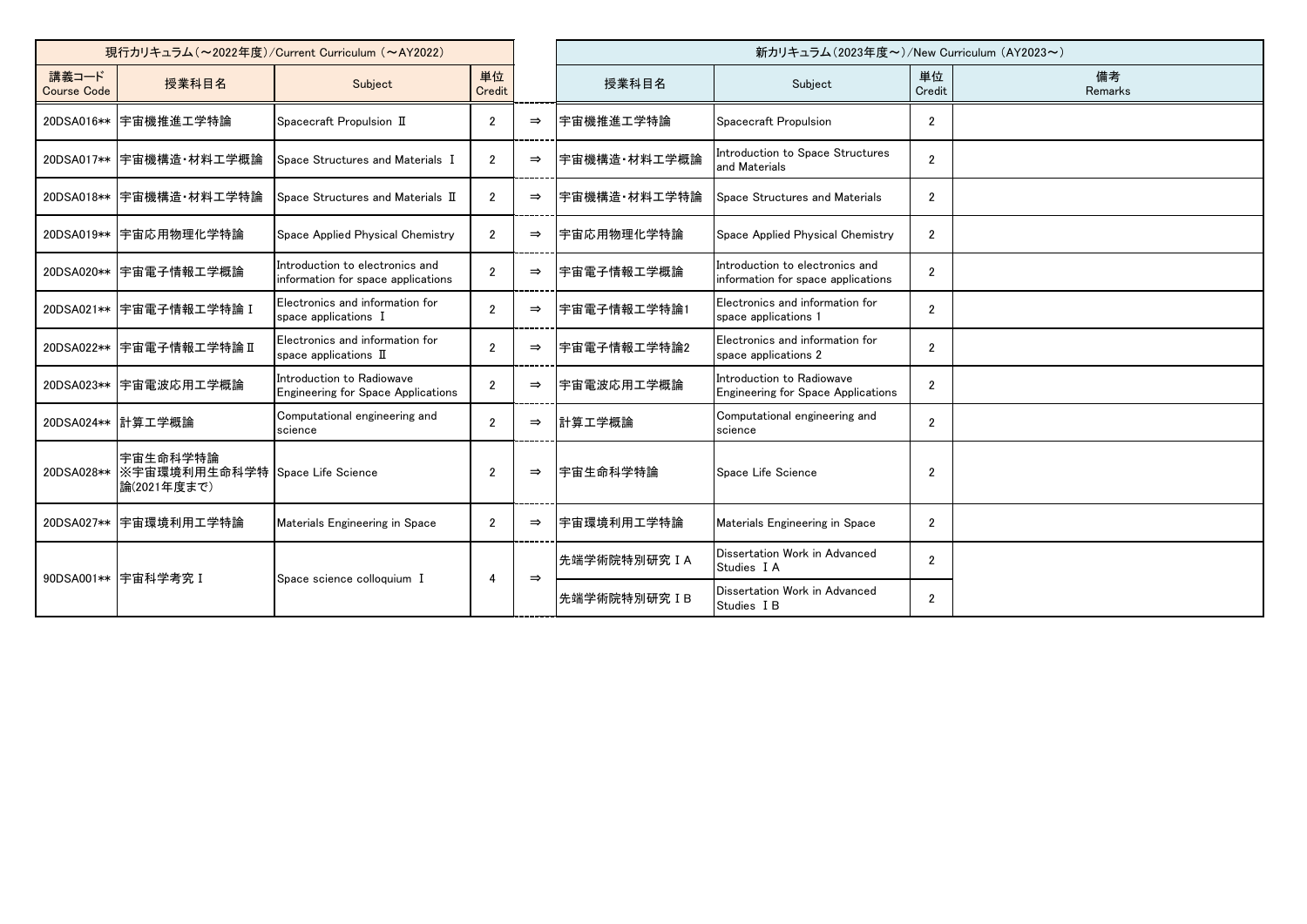| 現行カリキュラム（～2022年度）/Current Curriculum（～AY2022） | | | | | 新カリキュラム（2023年度～）/New Curriculum（AY2023～） | | | |
|---|---|---|---|---|---|---|---|---|
| 講義コード Course Code | 授業科目名 | Subject | 単位 Credit | | 授業科目名 | Subject | 単位 Credit | 備考 Remarks |
| 20DSA016** | 宇宙機推進工学特論 | Spacecraft Propulsion Ⅱ | 2 | ⇒ | 宇宙機推進工学特論 | Spacecraft Propulsion | 2 | |
| 20DSA017** | 宇宙機構造・材料工学概論 | Space Structures and Materials Ⅰ | 2 | ⇒ | 宇宙機構造・材料工学概論 | Introduction to Space Structures and Materials | 2 | |
| 20DSA018** | 宇宙機構造・材料工学特論 | Space Structures and Materials Ⅱ | 2 | ⇒ | 宇宙機構造・材料工学特論 | Space Structures and Materials | 2 | |
| 20DSA019** | 宇宙応用物理化学特論 | Space Applied Physical Chemistry | 2 | ⇒ | 宇宙応用物理化学特論 | Space Applied Physical Chemistry | 2 | |
| 20DSA020** | 宇宙電子情報工学概論 | Introduction to electronics and information for space applications | 2 | ⇒ | 宇宙電子情報工学概論 | Introduction to electronics and information for space applications | 2 | |
| 20DSA021** | 宇宙電子情報工学特論Ⅰ | Electronics and information for space applications Ⅰ | 2 | ⇒ | 宇宙電子情報工学特論1 | Electronics and information for space applications 1 | 2 | |
| 20DSA022** | 宇宙電子情報工学特論Ⅱ | Electronics and information for space applications Ⅱ | 2 | ⇒ | 宇宙電子情報工学特論2 | Electronics and information for space applications 2 | 2 | |
| 20DSA023** | 宇宙電波応用工学概論 | Introduction to Radiowave Engineering for Space Applications | 2 | ⇒ | 宇宙電波応用工学概論 | Introduction to Radiowave Engineering for Space Applications | 2 | |
| 20DSA024** | 計算工学概論 | Computational engineering and science | 2 | ⇒ | 計算工学概論 | Computational engineering and science | 2 | |
| 20DSA028** | 宇宙生命科学特論 ※宇宙環境利用生命科学特論(2021年度まで) | Space Life Science | 2 | ⇒ | 宇宙生命科学特論 | Space Life Science | 2 | |
| 20DSA027** | 宇宙環境利用工学特論 | Materials Engineering in Space | 2 | ⇒ | 宇宙環境利用工学特論 | Materials Engineering in Space | 2 | |
| 90DSA001** | 宇宙科学考究Ⅰ | Space science colloquium Ⅰ | 4 | ⇒ | 先端学術院特別研究ⅠA | Dissertation Work in Advanced Studies ⅠA | 2 | |
| | | | | | 先端学術院特別研究ⅠB | Dissertation Work in Advanced Studies ⅠB | 2 | |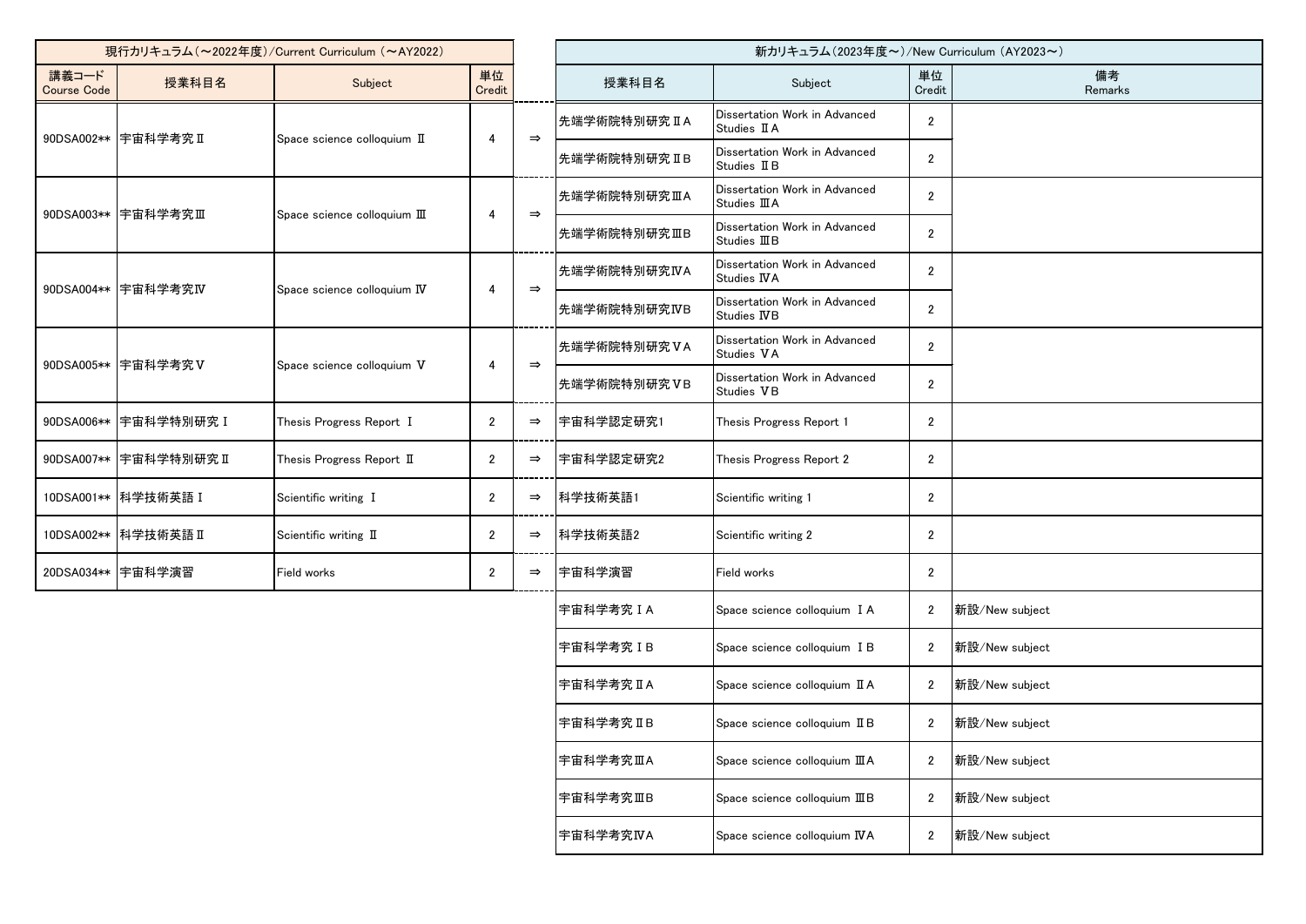| 現行カリキュラム（～2022年度）/Current Curriculum（～AY2022） | | | | | 新カリキュラム（2023年度～）/New Curriculum（AY2023～） | | | |
|---|---|---|---|---|---|---|---|---|
| 講義コード Course Code | 授業科目名 | Subject | 単位 Credit | | 授業科目名 | Subject | 単位 Credit | 備考 Remarks |
| 90DSA002** | 宇宙科学考究Ⅱ | Space science colloquium Ⅱ | 4 | ⇒ | 先端学術院特別研究ⅡA | Dissertation Work in Advanced Studies ⅡA | 2 | |
| | | | | | 先端学術院特別研究ⅡB | Dissertation Work in Advanced Studies ⅡB | 2 | |
| 90DSA003** | 宇宙科学考究Ⅲ | Space science colloquium Ⅲ | 4 | ⇒ | 先端学術院特別研究ⅢA | Dissertation Work in Advanced Studies ⅢA | 2 | |
| | | | | | 先端学術院特別研究ⅢB | Dissertation Work in Advanced Studies ⅢB | 2 | |
| 90DSA004** | 宇宙科学考究Ⅳ | Space science colloquium Ⅳ | 4 | ⇒ | 先端学術院特別研究ⅣA | Dissertation Work in Advanced Studies ⅣA | 2 | |
| | | | | | 先端学術院特別研究ⅣB | Dissertation Work in Advanced Studies ⅣB | 2 | |
| 90DSA005** | 宇宙科学考究Ⅴ | Space science colloquium Ⅴ | 4 | ⇒ | 先端学術院特別研究ⅤA | Dissertation Work in Advanced Studies ⅤA | 2 | |
| | | | | | 先端学術院特別研究ⅤB | Dissertation Work in Advanced Studies ⅤB | 2 | |
| 90DSA006** | 宇宙科学特別研究Ⅰ | Thesis Progress Report Ⅰ | 2 | ⇒ | 宇宙科学認定研究1 | Thesis Progress Report 1 | 2 | |
| 90DSA007** | 宇宙科学特別研究Ⅱ | Thesis Progress Report Ⅱ | 2 | ⇒ | 宇宙科学認定研究2 | Thesis Progress Report 2 | 2 | |
| 10DSA001** | 科学技術英語Ⅰ | Scientific writing Ⅰ | 2 | ⇒ | 科学技術英語1 | Scientific writing 1 | 2 | |
| 10DSA002** | 科学技術英語Ⅱ | Scientific writing Ⅱ | 2 | ⇒ | 科学技術英語2 | Scientific writing 2 | 2 | |
| 20DSA034** | 宇宙科学演習 | Field works | 2 | ⇒ | 宇宙科学演習 | Field works | 2 | |
| | | | | | 宇宙科学考究ⅠA | Space science colloquium ⅠA | 2 | 新設/New subject |
| | | | | | 宇宙科学考究ⅠB | Space science colloquium ⅠB | 2 | 新設/New subject |
| | | | | | 宇宙科学考究ⅡA | Space science colloquium ⅡA | 2 | 新設/New subject |
| | | | | | 宇宙科学考究ⅡB | Space science colloquium ⅡB | 2 | 新設/New subject |
| | | | | | 宇宙科学考究ⅢA | Space science colloquium ⅢA | 2 | 新設/New subject |
| | | | | | 宇宙科学考究ⅢB | Space science colloquium ⅢB | 2 | 新設/New subject |
| | | | | | 宇宙科学考究ⅣA | Space science colloquium ⅣA | 2 | 新設/New subject |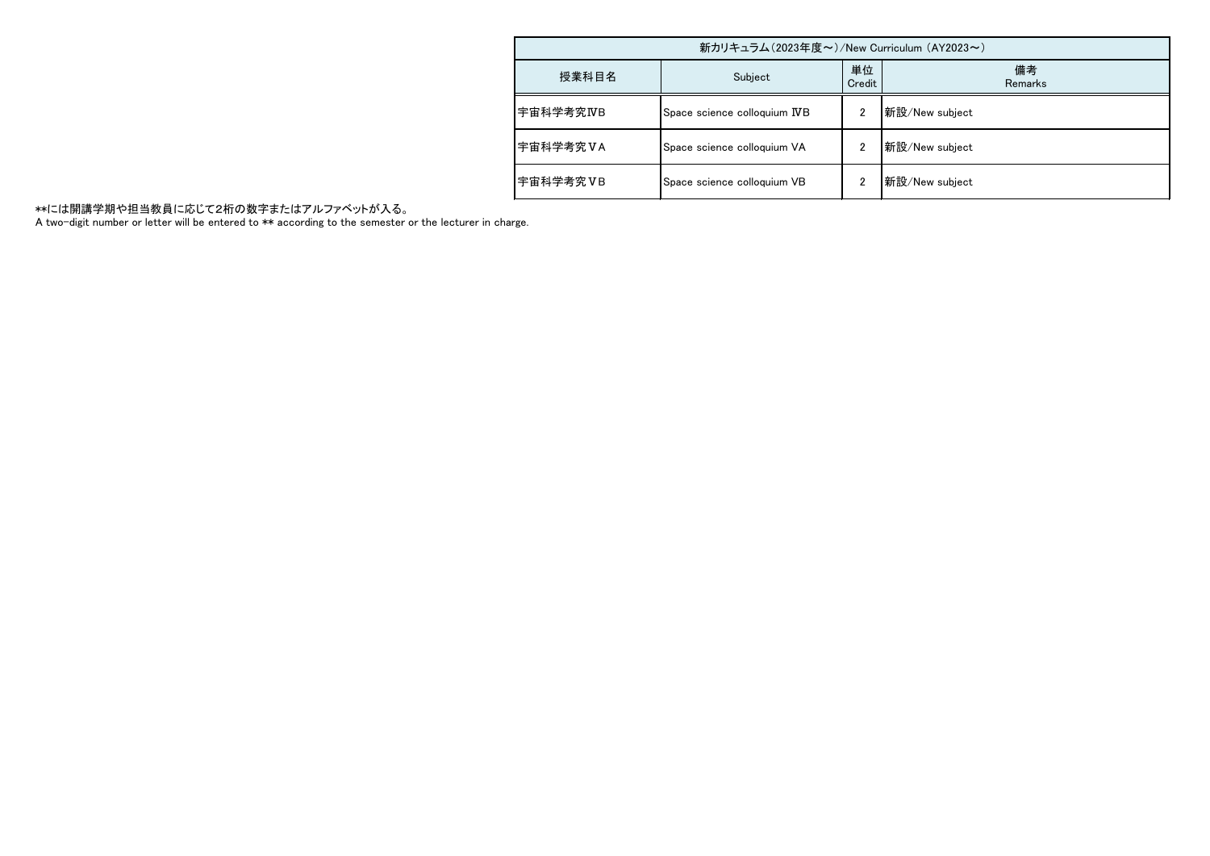| 新カリキュラム(2023年度～)/New Curriculum (AY2023～) | | | |
|---|---|---|---|
| 授業科目名 | Subject | 単位<br>Credit | 備考<br>Remarks |
| 宇宙科学考究ⅣB | Space science colloquium ⅣB | 2 | 新設/New subject |
| 宇宙科学考究ⅤA | Space science colloquium VA | 2 | 新設/New subject |
| 宇宙科学考究ⅤB | Space science colloquium VB | 2 | 新設/New subject |

**には開講学期や担当教員に応じて2桁の数字またはアルファベットが入る。
A two-digit number or letter will be entered to ** according to the semester or the lecturer in charge.